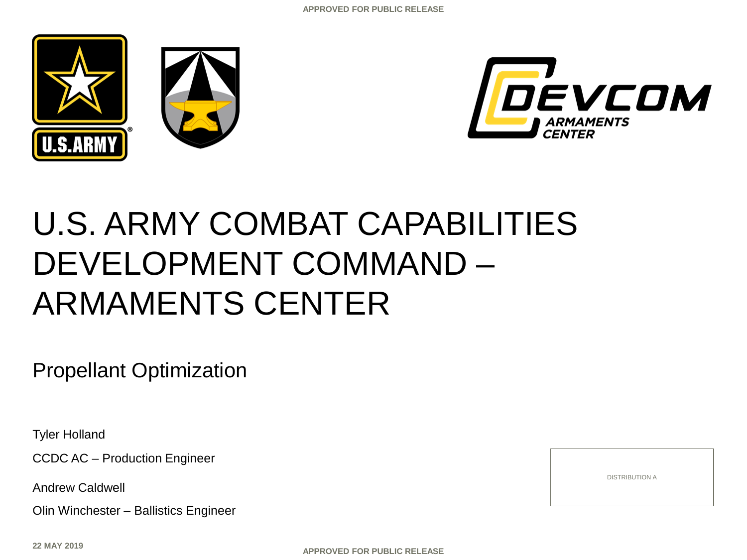APPROVED FOR PUBLIC RELEASE

# U.S. ARMY COMBAT CAPABILITIES DEVELOPMENT COMMAND – ARMAMENTS CENTER

## Propellant Optimization

Tyler Holland

CCDC AC – Production Engineer

Andrew Caldwell

Olin Winchester – Ballistics Engineer

DISTRIBUTION A

22 MAY 2019

APPROVED FOR PUBLIC RELEASE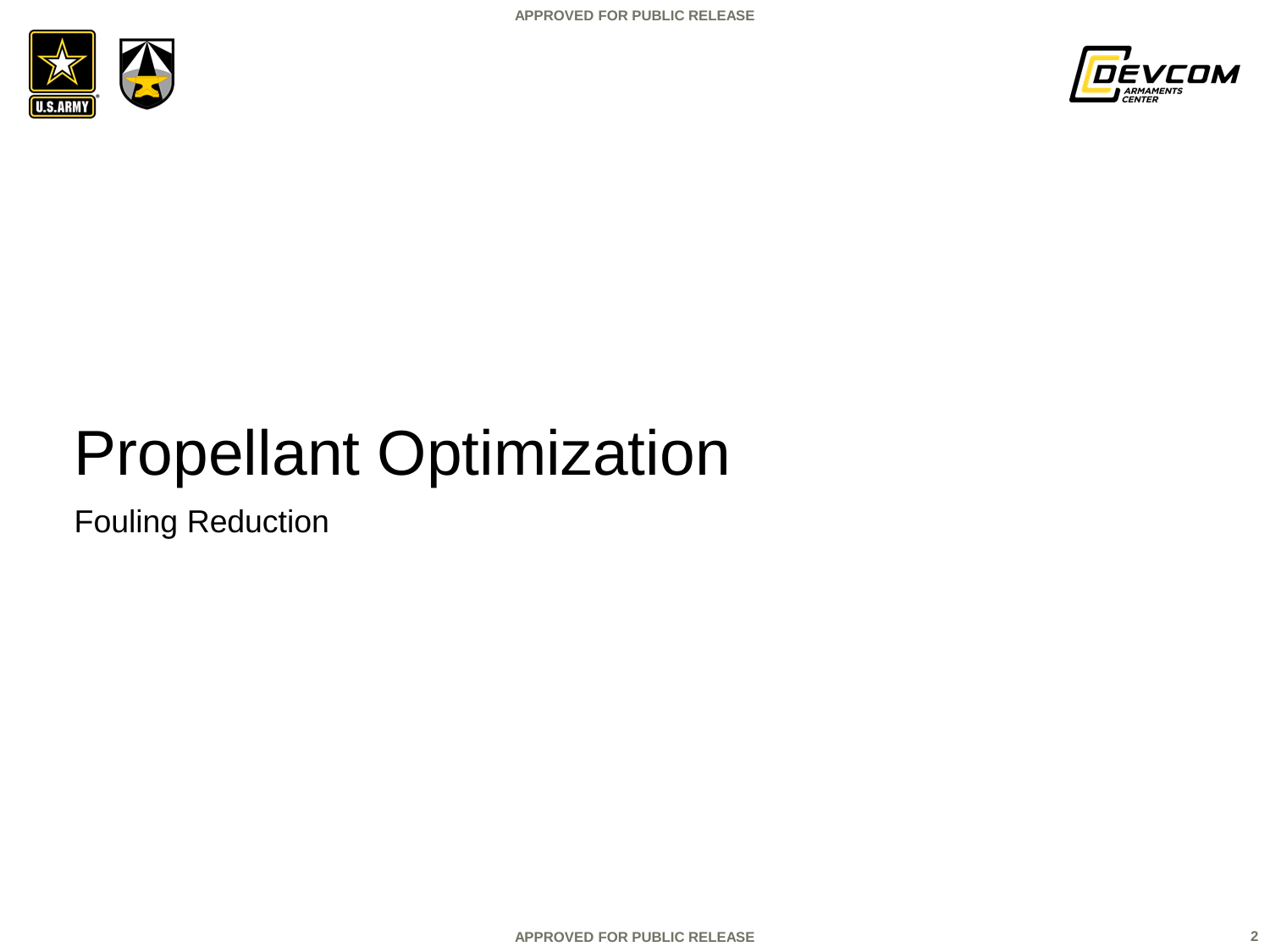# Propellant Optimization

Fouling Reduction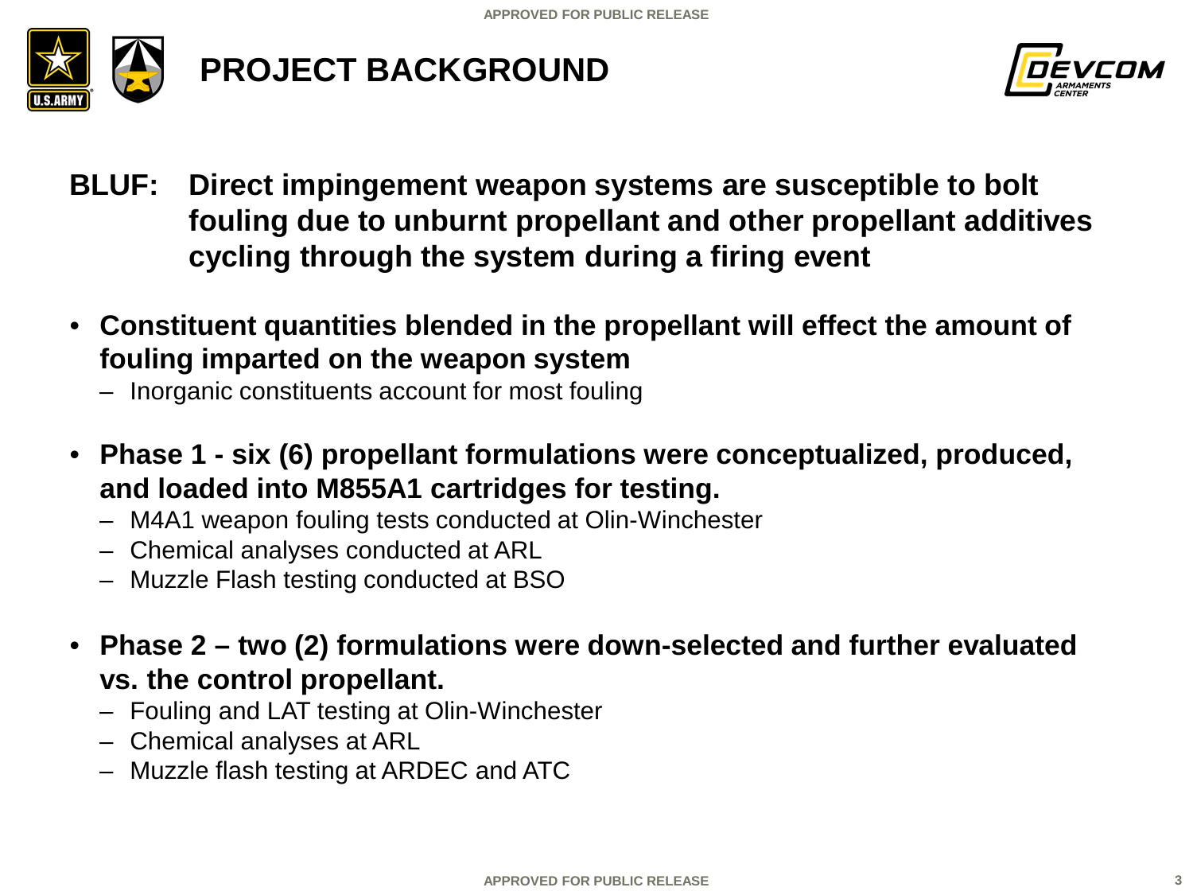# PROJECT BACKGROUND

**BLUF: Direct impingement weapon systems are susceptible to bolt fouling due to unburnt propellant and other propellant additives cycling through the system during a firing event**

- **Constituent quantities blended in the propellant will effect the amount of fouling imparted on the weapon system**
  - Inorganic constituents account for most fouling
- **Phase 1 - six (6) propellant formulations were conceptualized, produced, and loaded into M855A1 cartridges for testing.**
  - M4A1 weapon fouling tests conducted at Olin-Winchester
  - Chemical analyses conducted at ARL
  - Muzzle Flash testing conducted at BSO
- **Phase 2 – two (2) formulations were down-selected and further evaluated vs. the control propellant.**
  - Fouling and LAT testing at Olin-Winchester
  - Chemical analyses at ARL
  - Muzzle flash testing at ARDEC and ATC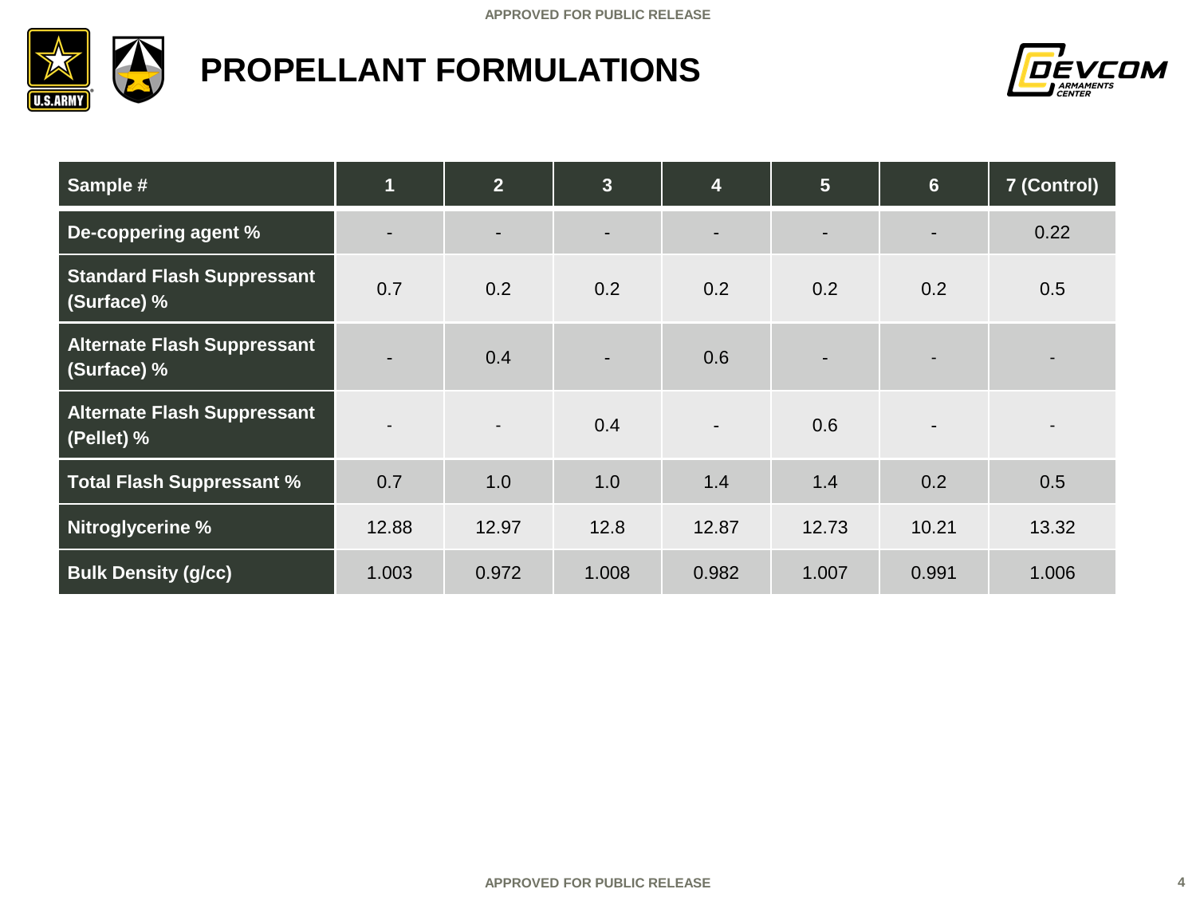# PROPELLANT FORMULATIONS

| Sample # | 1 | 2 | 3 | 4 | 5 | 6 | 7 (Control) |
|---|---|---|---|---|---|---|---|
| De-coppering agent % | - | - | - | - | - | - | 0.22 |
| Standard Flash Suppressant (Surface) % | 0.7 | 0.2 | 0.2 | 0.2 | 0.2 | 0.2 | 0.5 |
| Alternate Flash Suppressant (Surface) % | - | 0.4 | - | 0.6 | - | - | - |
| Alternate Flash Suppressant (Pellet) % | - | - | 0.4 | - | 0.6 | - | - |
| Total Flash Suppressant % | 0.7 | 1.0 | 1.0 | 1.4 | 1.4 | 0.2 | 0.5 |
| Nitroglycerine % | 12.88 | 12.97 | 12.8 | 12.87 | 12.73 | 10.21 | 13.32 |
| Bulk Density (g/cc) | 1.003 | 0.972 | 1.008 | 0.982 | 1.007 | 0.991 | 1.006 |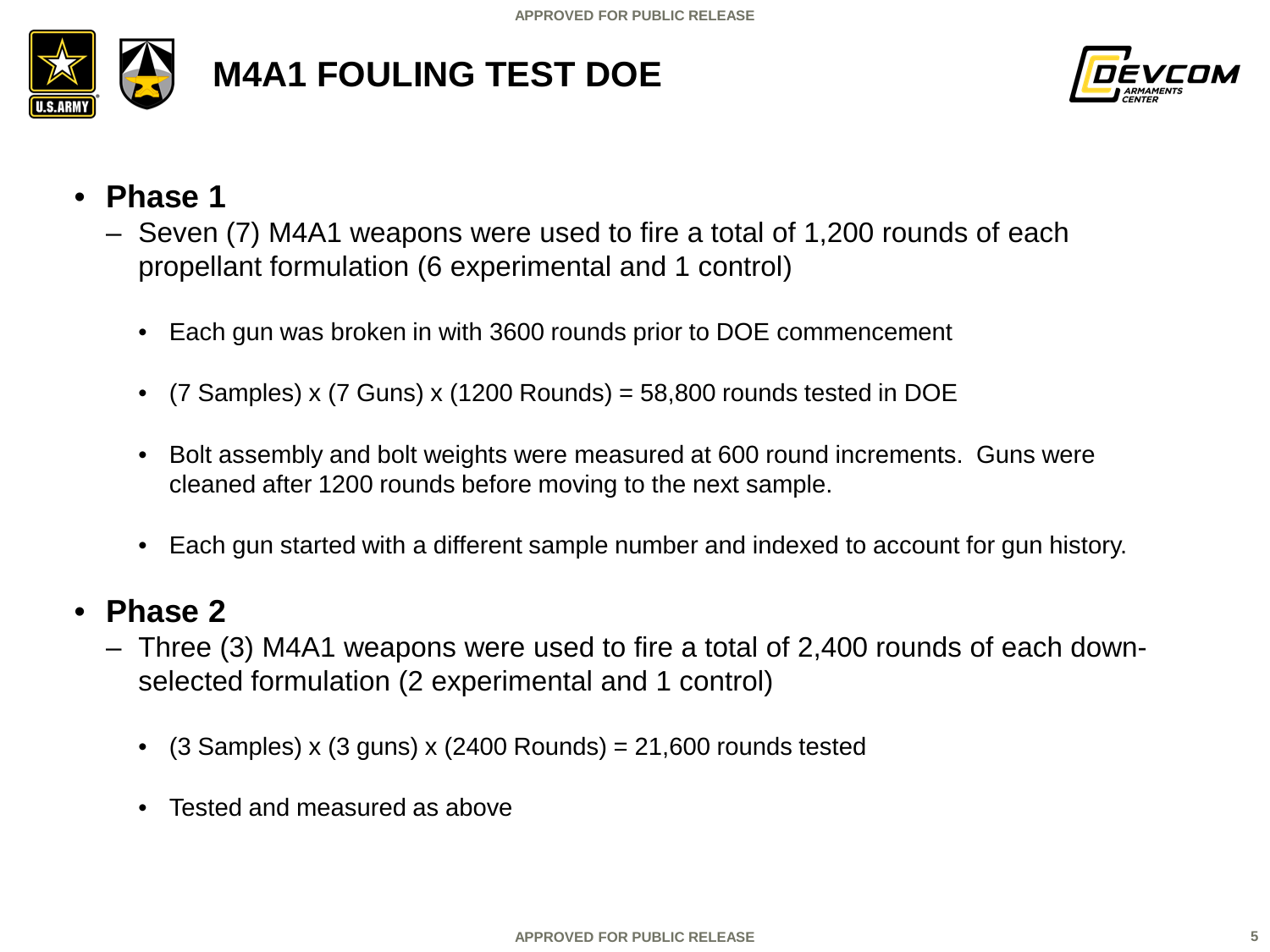# M4A1 FOULING TEST DOE

- **Phase 1**
  - Seven (7) M4A1 weapons were used to fire a total of 1,200 rounds of each propellant formulation (6 experimental and 1 control)
    - Each gun was broken in with 3600 rounds prior to DOE commencement
    - (7 Samples) x (7 Guns) x (1200 Rounds) = 58,800 rounds tested in DOE
    - Bolt assembly and bolt weights were measured at 600 round increments. Guns were cleaned after 1200 rounds before moving to the next sample.
    - Each gun started with a different sample number and indexed to account for gun history.
- **Phase 2**
  - Three (3) M4A1 weapons were used to fire a total of 2,400 rounds of each down-selected formulation (2 experimental and 1 control)
    - (3 Samples) x (3 guns) x (2400 Rounds) = 21,600 rounds tested
    - Tested and measured as above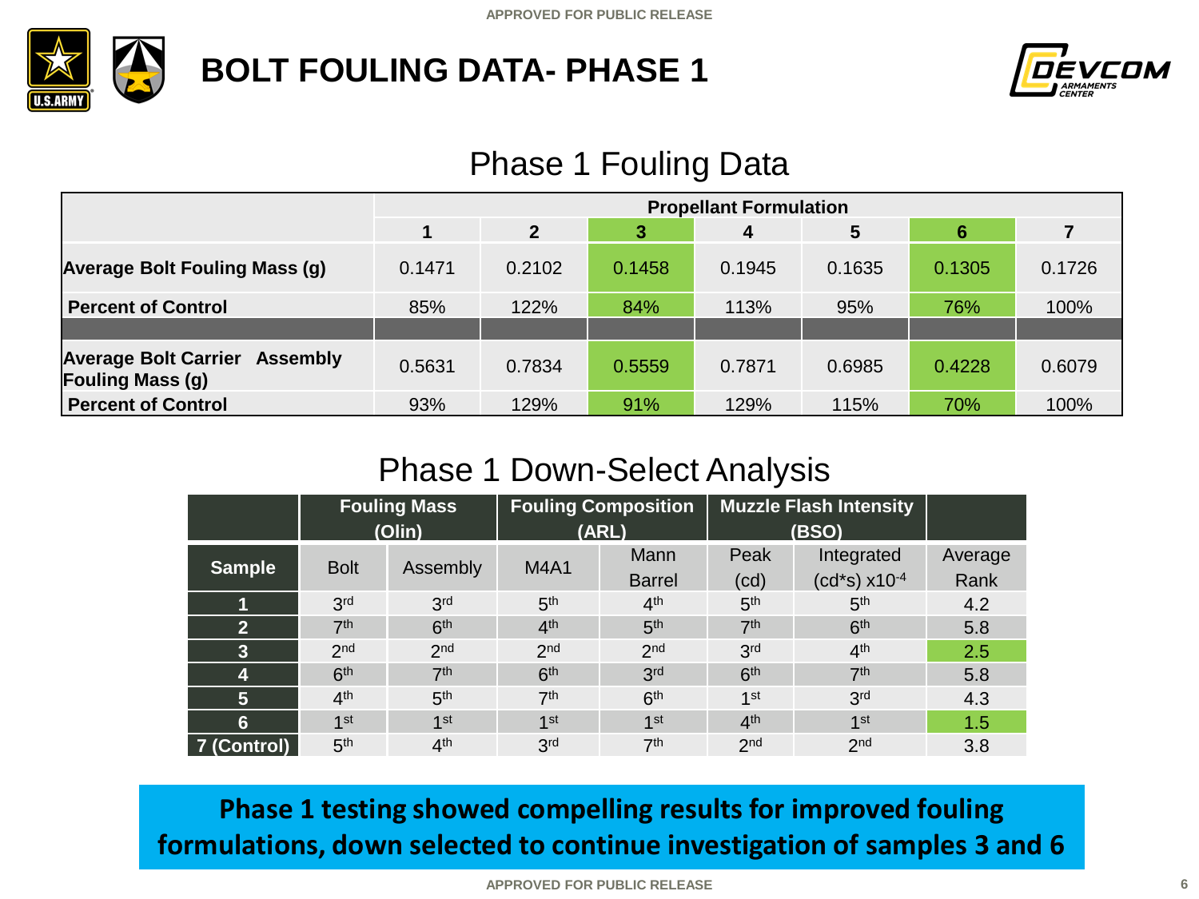# BOLT FOULING DATA- PHASE 1

## Phase 1 Fouling Data

| | Propellant Formulation | | | | | | |
|---|---|---|---|---|---|---|---|
| | 1 | 2 | 3 | 4 | 5 | 6 | 7 |
| **Average Bolt Fouling Mass (g)** | 0.1471 | 0.2102 | 0.1458 | 0.1945 | 0.1635 | 0.1305 | 0.1726 |
| **Percent of Control** | 85% | 122% | 84% | 113% | 95% | 76% | 100% |
| | | | | | | | |
| **Average Bolt Carrier Assembly Fouling Mass (g)** | 0.5631 | 0.7834 | 0.5559 | 0.7871 | 0.6985 | 0.4228 | 0.6079 |
| **Percent of Control** | 93% | 129% | 91% | 129% | 115% | 70% | 100% |

## Phase 1 Down-Select Analysis

| | Fouling Mass (Olin) | | Fouling Composition (ARL) | | Muzzle Flash Intensity (BSO) | | |
|---|---|---|---|---|---|---|---|
| **Sample** | Bolt | Assembly | M4A1 | Mann Barrel | Peak (cd) | Integrated (cd*s) $x10^{-4}$ | Average Rank |
| **1** | 3rd | 3rd | 5th | 4th | 5th | 5th | 4.2 |
| **2** | 7th | 6th | 4th | 5th | 7th | 6th | 5.8 |
| **3** | 2nd | 2nd | 2nd | 2nd | 3rd | 4th | 2.5 |
| **4** | 6th | 7th | 6th | 3rd | 6th | 7th | 5.8 |
| **5** | 4th | 5th | 7th | 6th | 1st | 3rd | 4.3 |
| **6** | 1st | 1st | 1st | 1st | 4th | 1st | 1.5 |
| **7 (Control)** | 5th | 4th | 3rd | 7th | 2nd | 2nd | 3.8 |

**Phase 1 testing showed compelling results for improved fouling formulations, down selected to continue investigation of samples 3 and 6**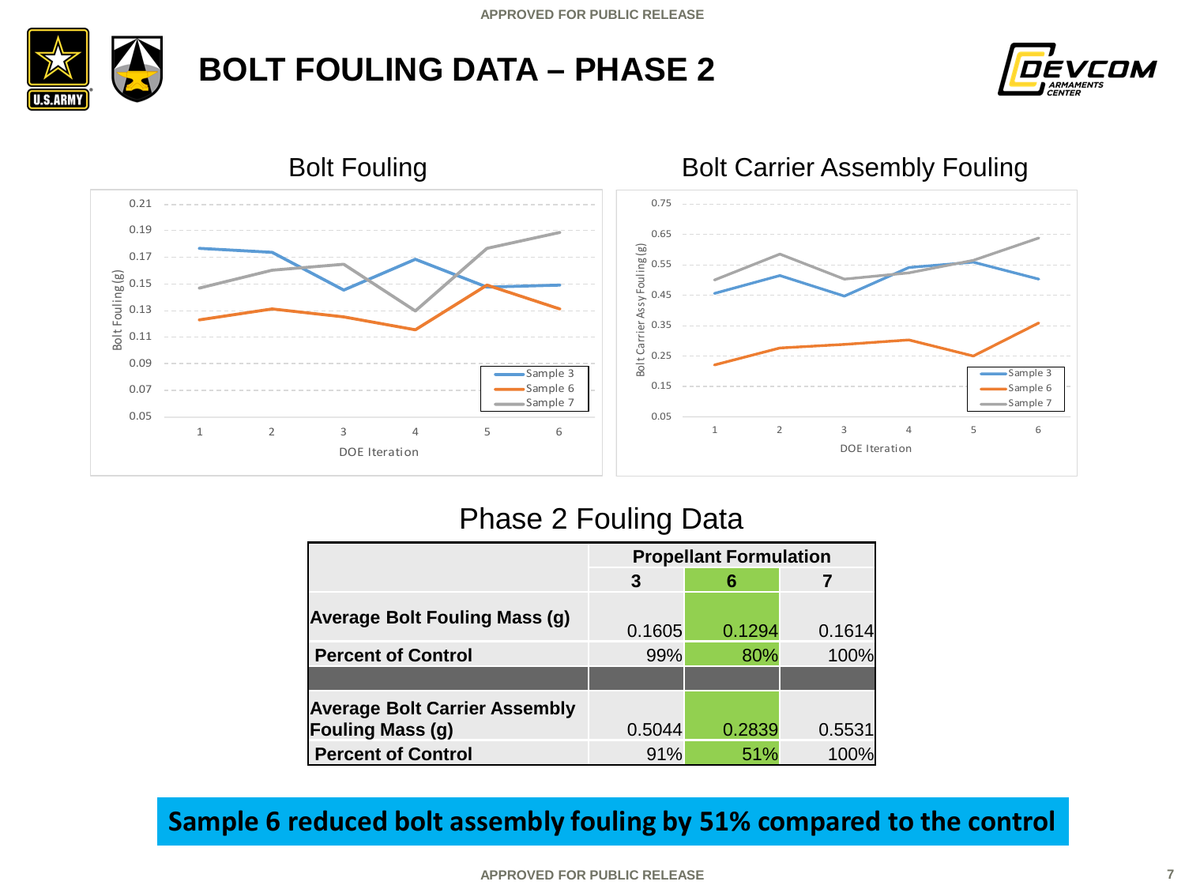# BOLT FOULING DATA – PHASE 2

## Bolt Fouling

## Bolt Carrier Assembly Fouling

## Phase 2 Fouling Data

| | Propellant Formulation | | |
|---|---|---|---|
| | 3 | 6 | 7 |
| **Average Bolt Fouling Mass (g)** | 0.1605 | 0.1294 | 0.1614 |
| **Percent of Control** | 99% | 80% | 100% |
| | | | |
| **Average Bolt Carrier Assembly Fouling Mass (g)** | 0.5044 | 0.2839 | 0.5531 |
| **Percent of Control** | 91% | 51% | 100% |

**Sample 6 reduced bolt assembly fouling by 51% compared to the control**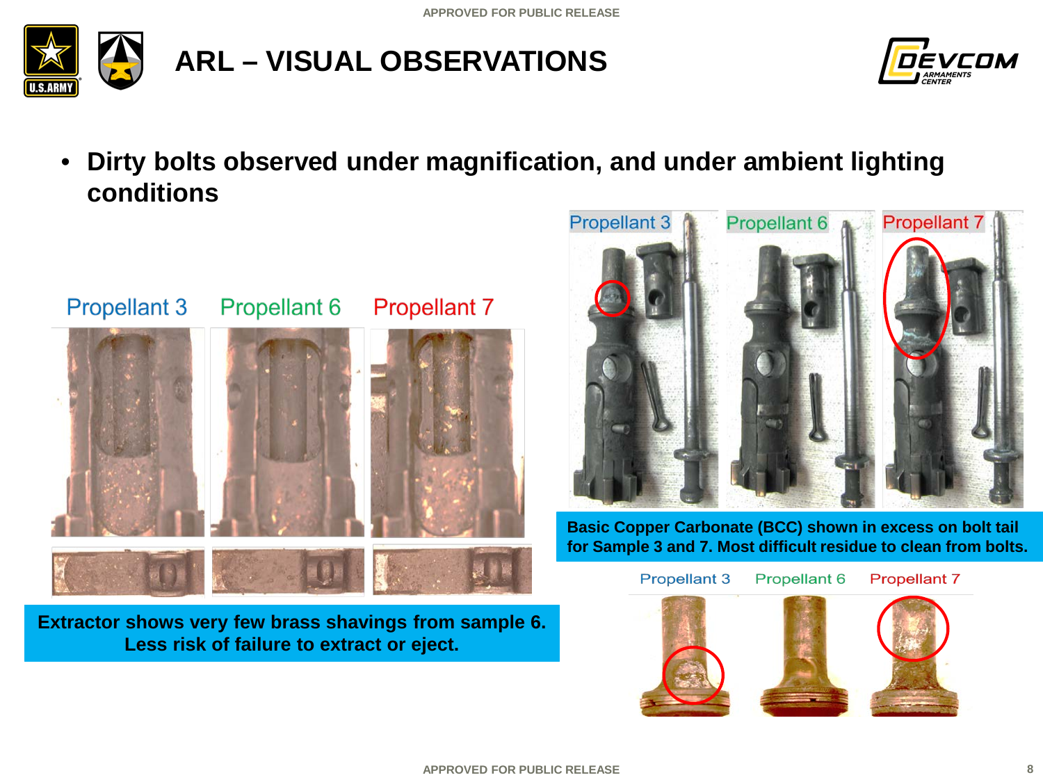# ARL – VISUAL OBSERVATIONS

- **Dirty bolts observed under magnification, and under ambient lighting conditions**

Propellant 3 | Propellant 6 | Propellant 7

**Extractor shows very few brass shavings from sample 6. Less risk of failure to extract or eject.**

Propellant 3 | Propellant 6 | Propellant 7

**Basic Copper Carbonate (BCC) shown in excess on bolt tail for Sample 3 and 7. Most difficult residue to clean from bolts.**

Propellant 3 | Propellant 6 | Propellant 7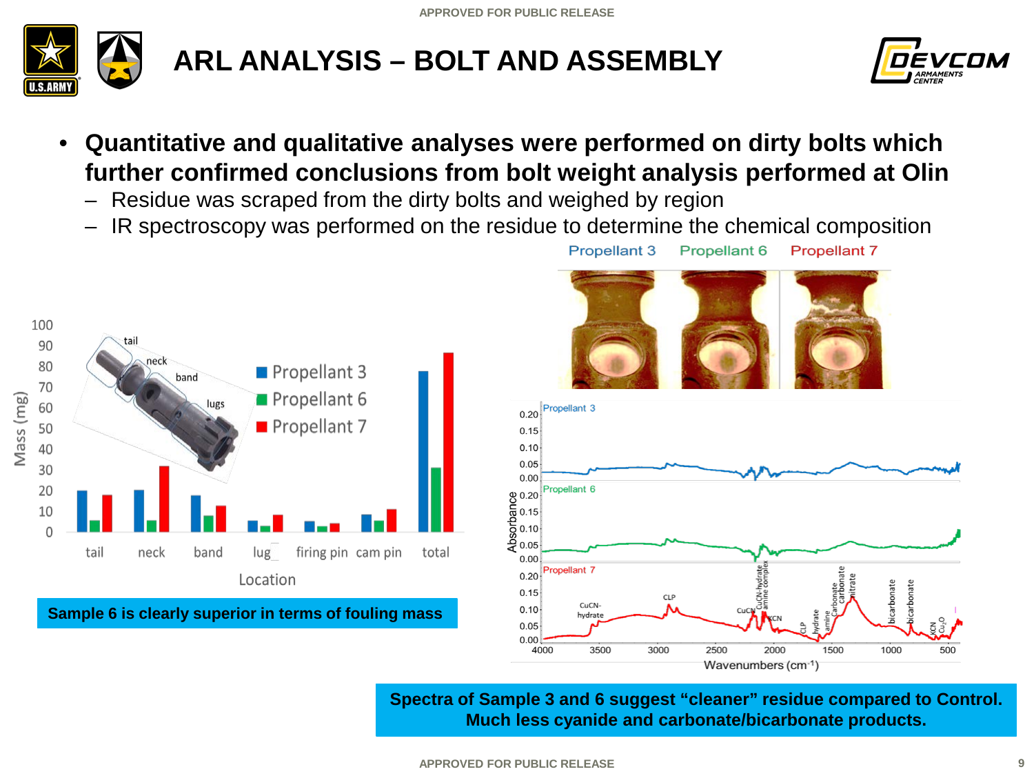# ARL ANALYSIS – BOLT AND ASSEMBLY

- **Quantitative and qualitative analyses were performed on dirty bolts which further confirmed conclusions from bolt weight analysis performed at Olin**
  - Residue was scraped from the dirty bolts and weighed by region
  - IR spectroscopy was performed on the residue to determine the chemical composition

**Sample 6 is clearly superior in terms of fouling mass**

**Spectra of Sample 3 and 6 suggest "cleaner" residue compared to Control. Much less cyanide and carbonate/bicarbonate products.**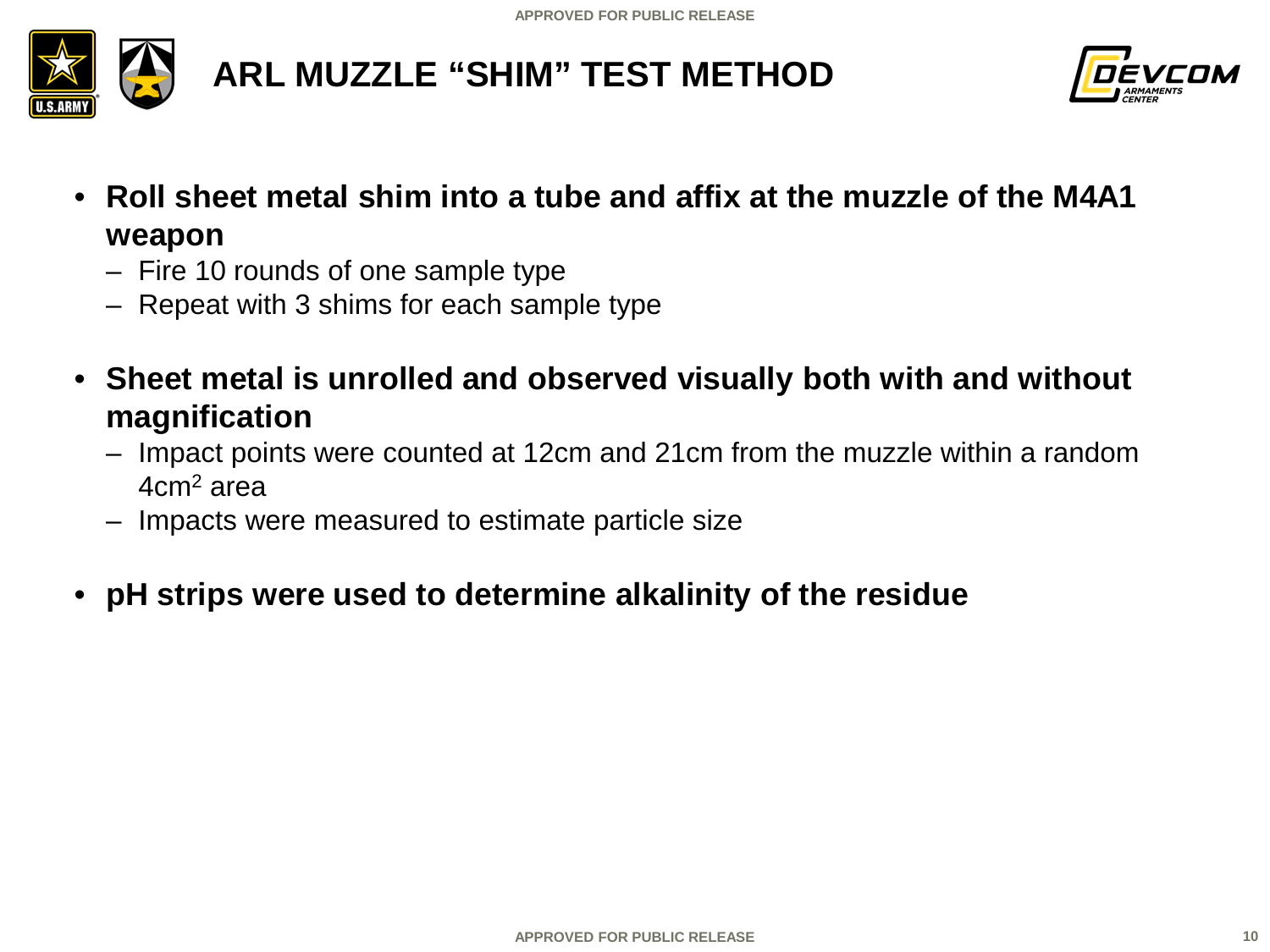# ARL MUZZLE "SHIM" TEST METHOD

- **Roll sheet metal shim into a tube and affix at the muzzle of the M4A1 weapon**
  - Fire 10 rounds of one sample type
  - Repeat with 3 shims for each sample type
- **Sheet metal is unrolled and observed visually both with and without magnification**
  - Impact points were counted at 12cm and 21cm from the muzzle within a random 4$cm^2$ area
  - Impacts were measured to estimate particle size
- **pH strips were used to determine alkalinity of the residue**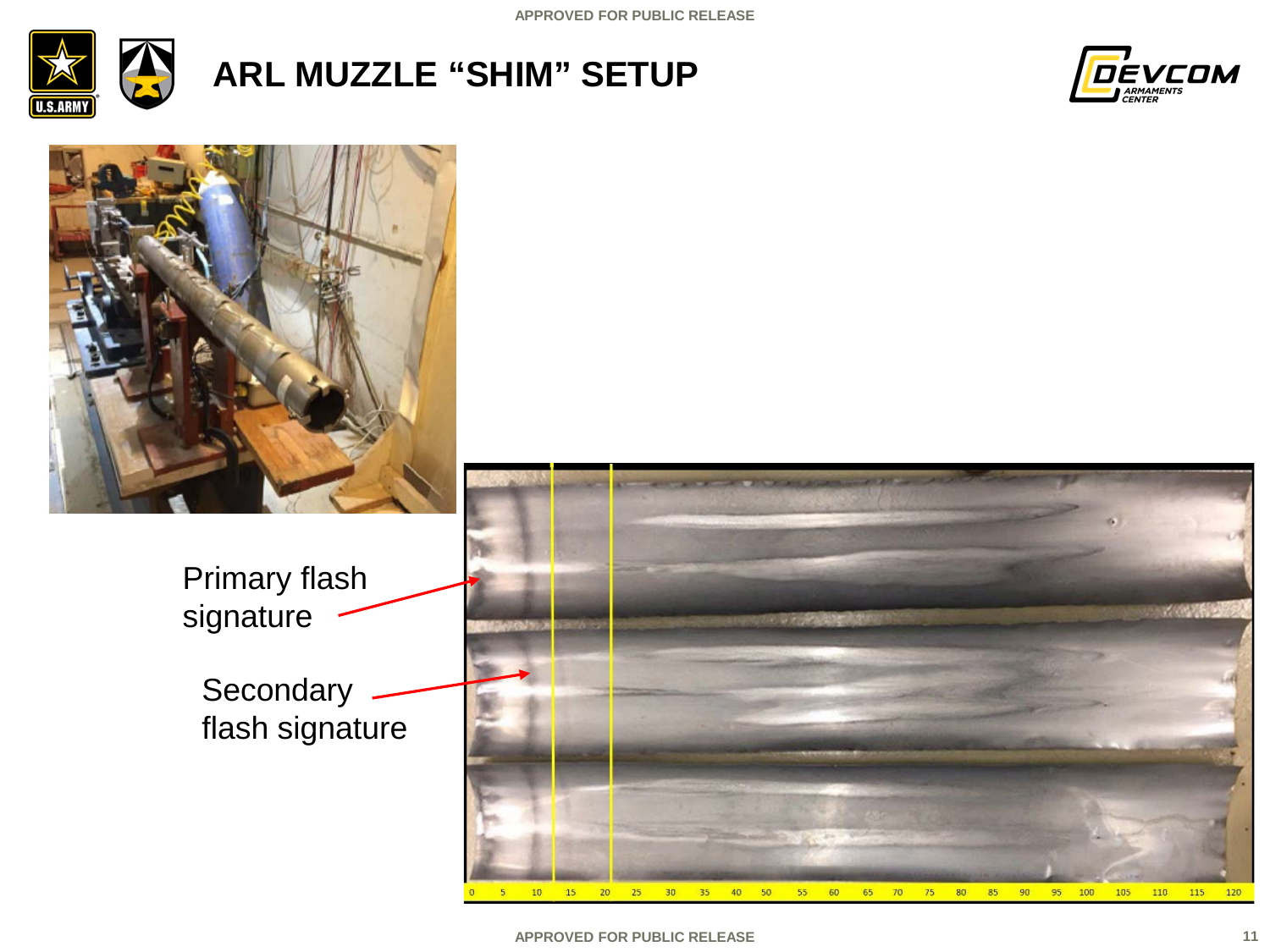# ARL MUZZLE "SHIM" SETUP

Primary flash signature

Secondary flash signature

0 5 10 15 20 25 30 35 40 50 55 60 65 70 75 80 85 90 95 100 105 110 115 120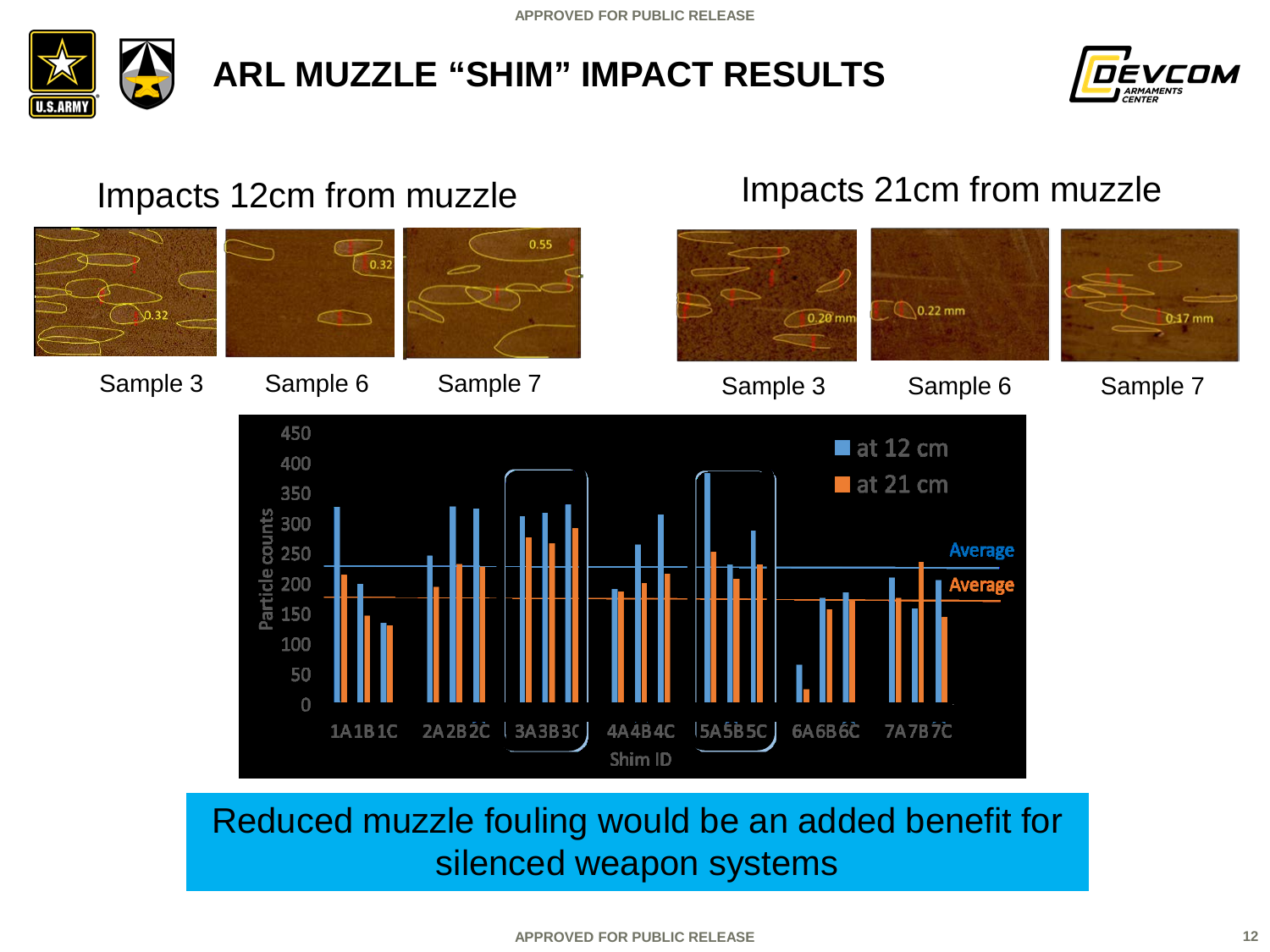# ARL MUZZLE "SHIM" IMPACT RESULTS

## Impacts 12cm from muzzle

Sample 3 — Sample 6 — Sample 7

## Impacts 21cm from muzzle

Sample 3 — Sample 6 — Sample 7

Particle counts by Shim ID (at 12 cm / at 21 cm), with Average lines for each.

Shim ID: 1A 1B 1C, 2A 2B 2C, 3A 3B 3C, 4A 4B 4C, 5A 5B 5C, 6A 6B 6C, 7A 7B 7C

**Reduced muzzle fouling would be an added benefit for silenced weapon systems**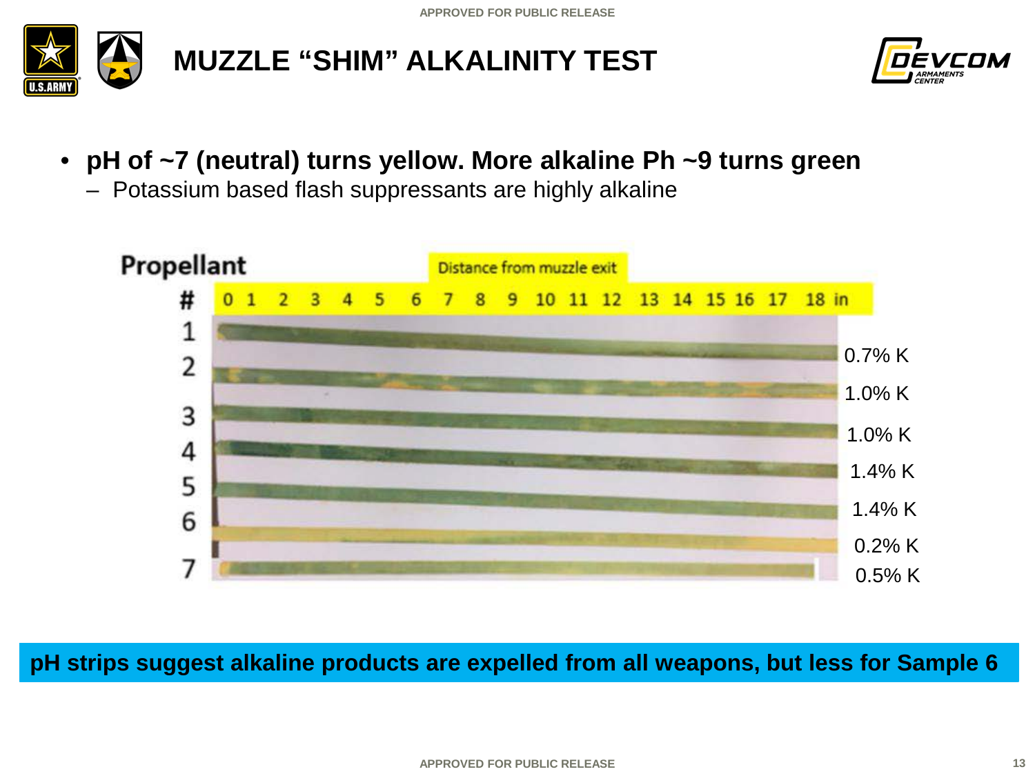# MUZZLE "SHIM" ALKALINITY TEST

- **pH of ~7 (neutral) turns yellow. More alkaline Ph ~9 turns green**
  - Potassium based flash suppressants are highly alkaline

| Propellant # | Distance from muzzle exit (0–18 in) |
| --- | --- |
| 1 | 0.7% K |
| 2 | 1.0% K |
| 3 | 1.0% K |
| 4 | 1.4% K |
| 5 | 1.4% K |
| 6 | 0.2% K |
| 7 | 0.5% K |

**pH strips suggest alkaline products are expelled from all weapons, but less for Sample 6**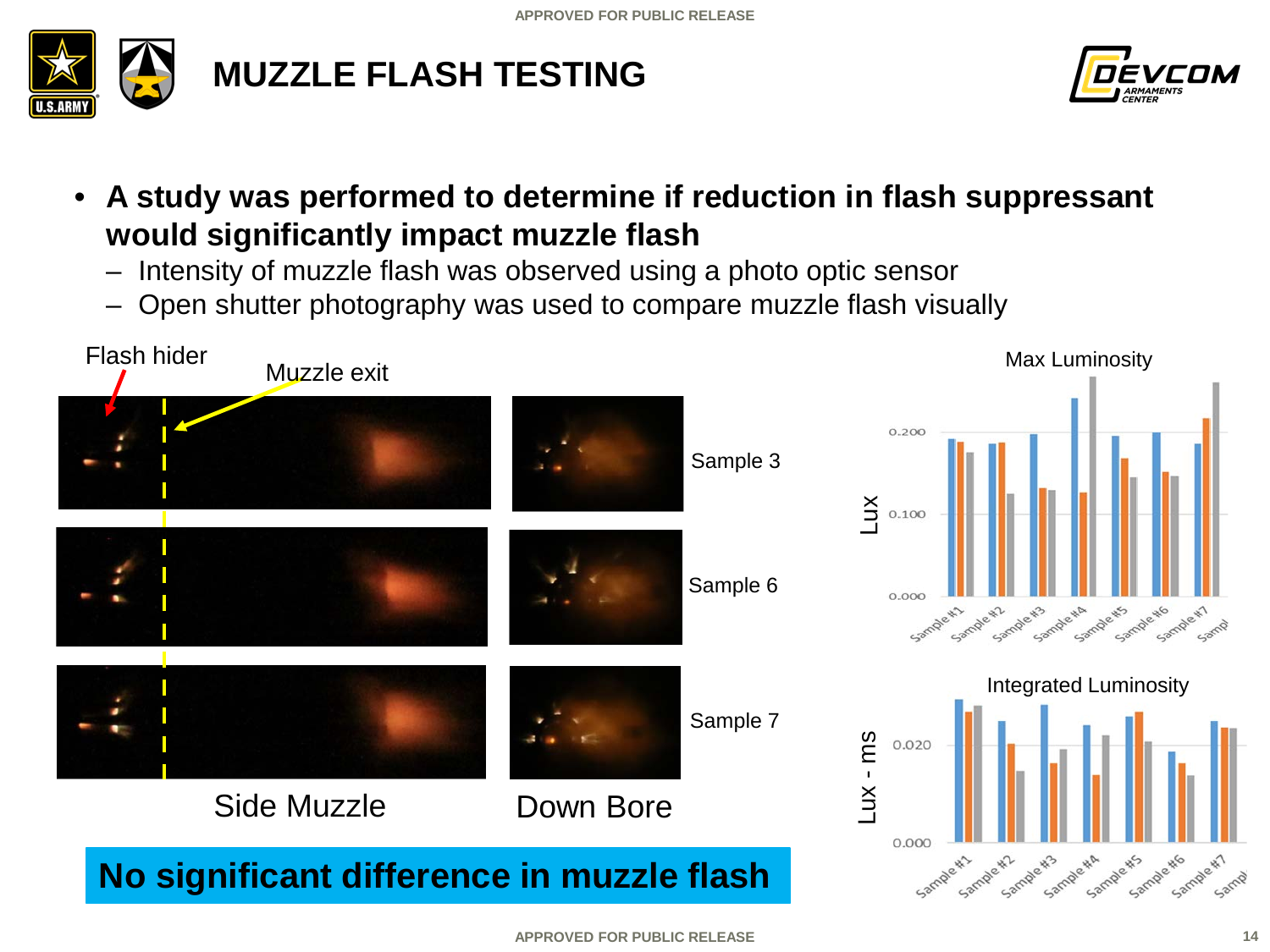# MUZZLE FLASH TESTING

- **A study was performed to determine if reduction in flash suppressant would significantly impact muzzle flash**
  - Intensity of muzzle flash was observed using a photo optic sensor
  - Open shutter photography was used to compare muzzle flash visually

Flash hider

Muzzle exit

Sample 3

Sample 6

Sample 7

Side Muzzle

Down Bore

**No significant difference in muzzle flash**

Max Luminosity

Integrated Luminosity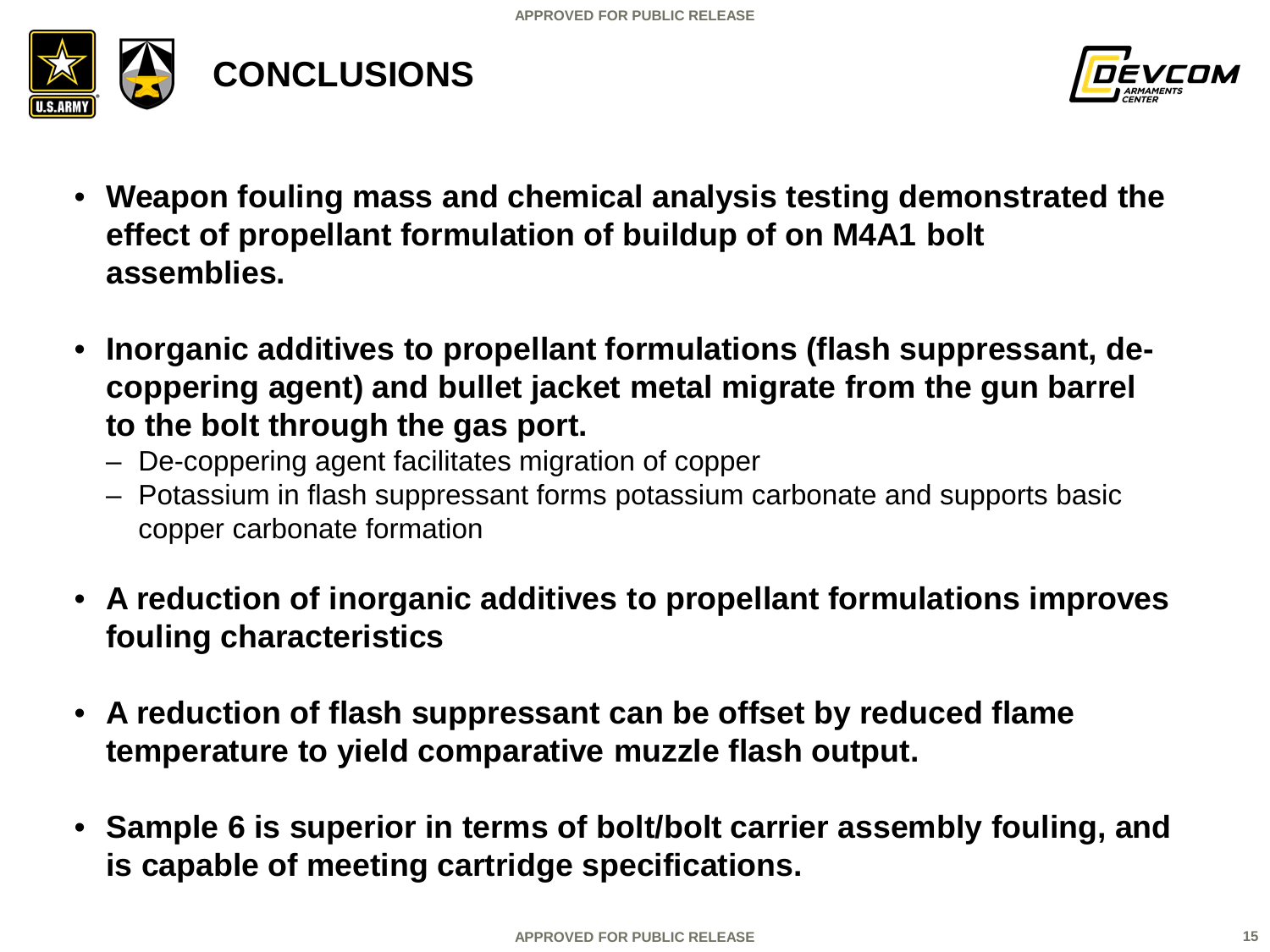# CONCLUSIONS

- **Weapon fouling mass and chemical analysis testing demonstrated the effect of propellant formulation of buildup of on M4A1 bolt assemblies.**

- **Inorganic additives to propellant formulations (flash suppressant, de-coppering agent) and bullet jacket metal migrate from the gun barrel to the bolt through the gas port.**
  - De-coppering agent facilitates migration of copper
  - Potassium in flash suppressant forms potassium carbonate and supports basic copper carbonate formation

- **A reduction of inorganic additives to propellant formulations improves fouling characteristics**

- **A reduction of flash suppressant can be offset by reduced flame temperature to yield comparative muzzle flash output.**

- **Sample 6 is superior in terms of bolt/bolt carrier assembly fouling, and is capable of meeting cartridge specifications.**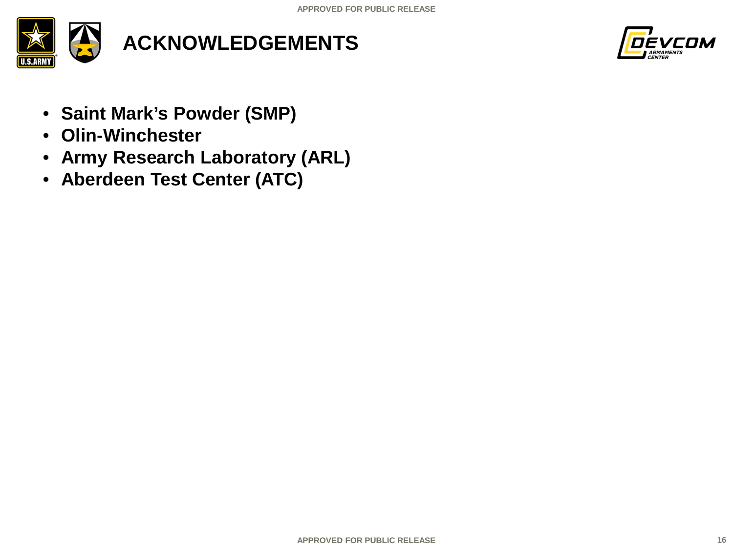# ACKNOWLEDGEMENTS

- **Saint Mark’s Powder (SMP)**
- **Olin-Winchester**
- **Army Research Laboratory (ARL)**
- **Aberdeen Test Center (ATC)**